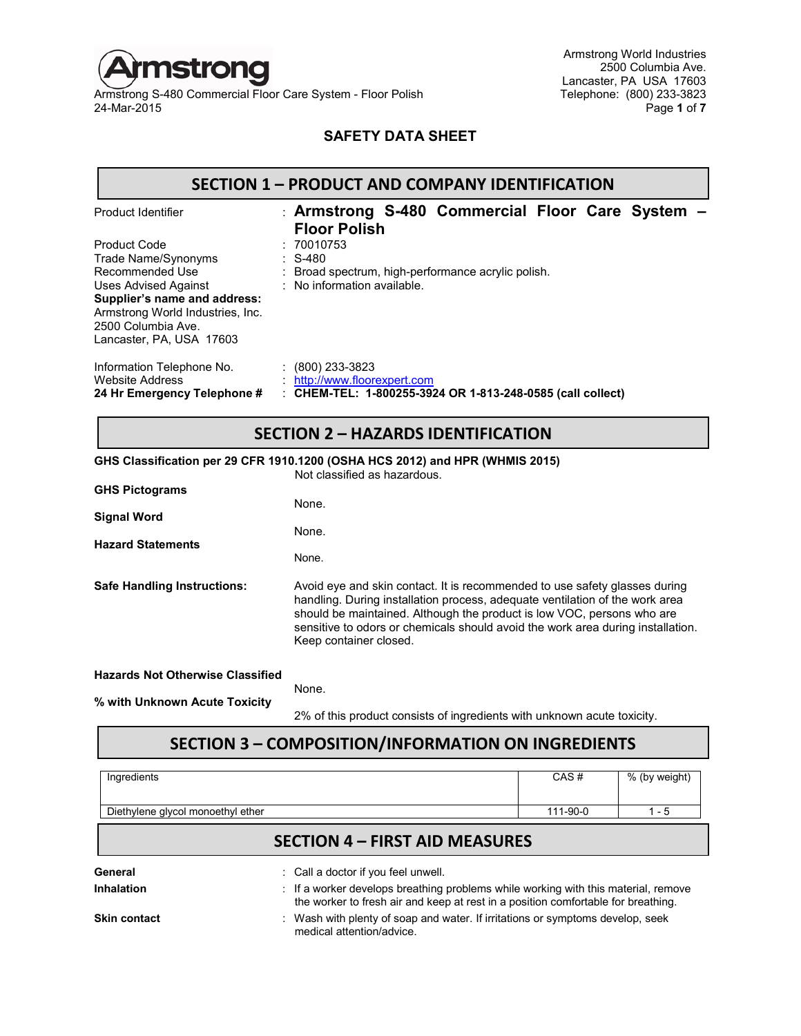Armstrong World Industries
2500 Columbia Ave.
Lancaster, PA USA 17603
Telephone: (800) 233-3823

Armstrong S-480 Commercial Floor Care System - Floor Polish
24-Mar-2015

# SAFETY DATA SHEET

## SECTION 1 – PRODUCT AND COMPANY IDENTIFICATION

Product Identifier : **Armstrong S-480 Commercial Floor Care System – Floor Polish**

Product Code : 70010753

Trade Name/Synonyms : S-480

Recommended Use : Broad spectrum, high-performance acrylic polish.

Uses Advised Against : No information available.

**Supplier's name and address:**
Armstrong World Industries, Inc.
2500 Columbia Ave.
Lancaster, PA, USA 17603

Information Telephone No. : (800) 233-3823

Website Address : http://www.floorexpert.com

**24 Hr Emergency Telephone #** : **CHEM-TEL: 1-800255-3924 OR 1-813-248-0585 (call collect)**

## SECTION 2 – HAZARDS IDENTIFICATION

**GHS Classification per 29 CFR 1910.1200 (OSHA HCS 2012) and HPR (WHMIS 2015)**
Not classified as hazardous.

**GHS Pictograms**
None.

**Signal Word**
None.

**Hazard Statements**
None.

**Safe Handling Instructions:** Avoid eye and skin contact. It is recommended to use safety glasses during handling. During installation process, adequate ventilation of the work area should be maintained. Although the product is low VOC, persons who are sensitive to odors or chemicals should avoid the work area during installation. Keep container closed.

**Hazards Not Otherwise Classified**
None.

**% with Unknown Acute Toxicity**
2% of this product consists of ingredients with unknown acute toxicity.

## SECTION 3 – COMPOSITION/INFORMATION ON INGREDIENTS

| Ingredients | CAS # | % (by weight) |
|---|---|---|
| Diethylene glycol monoethyl ether | 111-90-0 | 1 - 5 |

## SECTION 4 – FIRST AID MEASURES

**General** : Call a doctor if you feel unwell.

**Inhalation** : If a worker develops breathing problems while working with this material, remove the worker to fresh air and keep at rest in a position comfortable for breathing.

**Skin contact** : Wash with plenty of soap and water. If irritations or symptoms develop, seek medical attention/advice.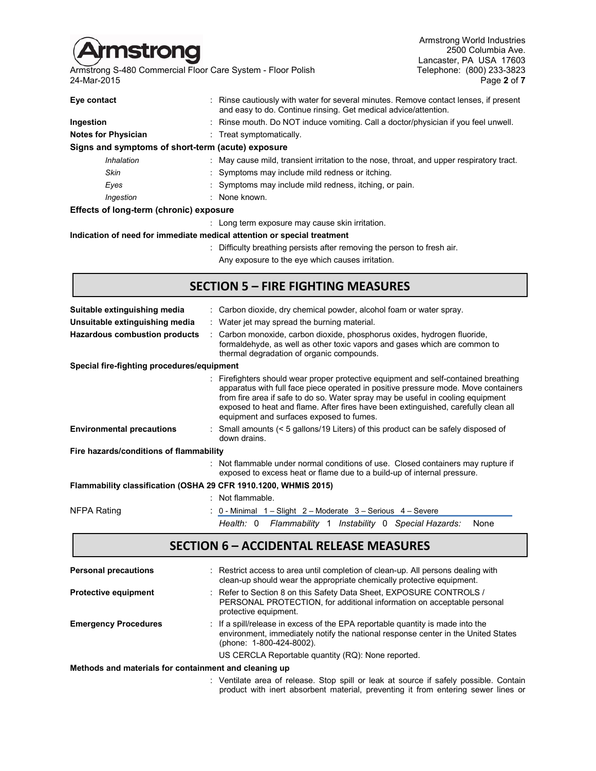**Eye contact** : Rinse cautiously with water for several minutes. Remove contact lenses, if present and easy to do. Continue rinsing. Get medical advice/attention.

**Ingestion** : Rinse mouth. Do NOT induce vomiting. Call a doctor/physician if you feel unwell.

**Notes for Physician** : Treat symptomatically.

**Signs and symptoms of short-term (acute) exposure**

- *Inhalation* : May cause mild, transient irritation to the nose, throat, and upper respiratory tract.
- *Skin* : Symptoms may include mild redness or itching.
- *Eyes* : Symptoms may include mild redness, itching, or pain.
- *Ingestion* : None known.

**Effects of long-term (chronic) exposure**

: Long term exposure may cause skin irritation.

**Indication of need for immediate medical attention or special treatment**

: Difficulty breathing persists after removing the person to fresh air.
Any exposure to the eye which causes irritation.

## SECTION 5 – FIRE FIGHTING MEASURES

**Suitable extinguishing media** : Carbon dioxide, dry chemical powder, alcohol foam or water spray.

**Unsuitable extinguishing media** : Water jet may spread the burning material.

**Hazardous combustion products** : Carbon monoxide, carbon dioxide, phosphorus oxides, hydrogen fluoride, formaldehyde, as well as other toxic vapors and gases which are common to thermal degradation of organic compounds.

**Special fire-fighting procedures/equipment**

: Firefighters should wear proper protective equipment and self-contained breathing apparatus with full face piece operated in positive pressure mode. Move containers from fire area if safe to do so. Water spray may be useful in cooling equipment exposed to heat and flame. After fires have been extinguished, carefully clean all equipment and surfaces exposed to fumes.

**Environmental precautions** : Small amounts (< 5 gallons/19 Liters) of this product can be safely disposed of down drains.

**Fire hazards/conditions of flammability**

: Not flammable under normal conditions of use. Closed containers may rupture if exposed to excess heat or flame due to a build-up of internal pressure.

**Flammability classification (OSHA 29 CFR 1910.1200, WHMIS 2015)**

: Not flammable.

NFPA Rating : 0 - Minimal 1 – Slight 2 – Moderate 3 – Serious 4 – Severe

*Health:* 0 *Flammability* 1 *Instability* 0 *Special Hazards:* None

## SECTION 6 – ACCIDENTAL RELEASE MEASURES

**Personal precautions** : Restrict access to area until completion of clean-up. All persons dealing with clean-up should wear the appropriate chemically protective equipment.

**Protective equipment** : Refer to Section 8 on this Safety Data Sheet, EXPOSURE CONTROLS / PERSONAL PROTECTION, for additional information on acceptable personal protective equipment.

**Emergency Procedures** : If a spill/release in excess of the EPA reportable quantity is made into the environment, immediately notify the national response center in the United States (phone: 1-800-424-8002).

US CERCLA Reportable quantity (RQ): None reported.

**Methods and materials for containment and cleaning up**

: Ventilate area of release. Stop spill or leak at source if safely possible. Contain product with inert absorbent material, preventing it from entering sewer lines or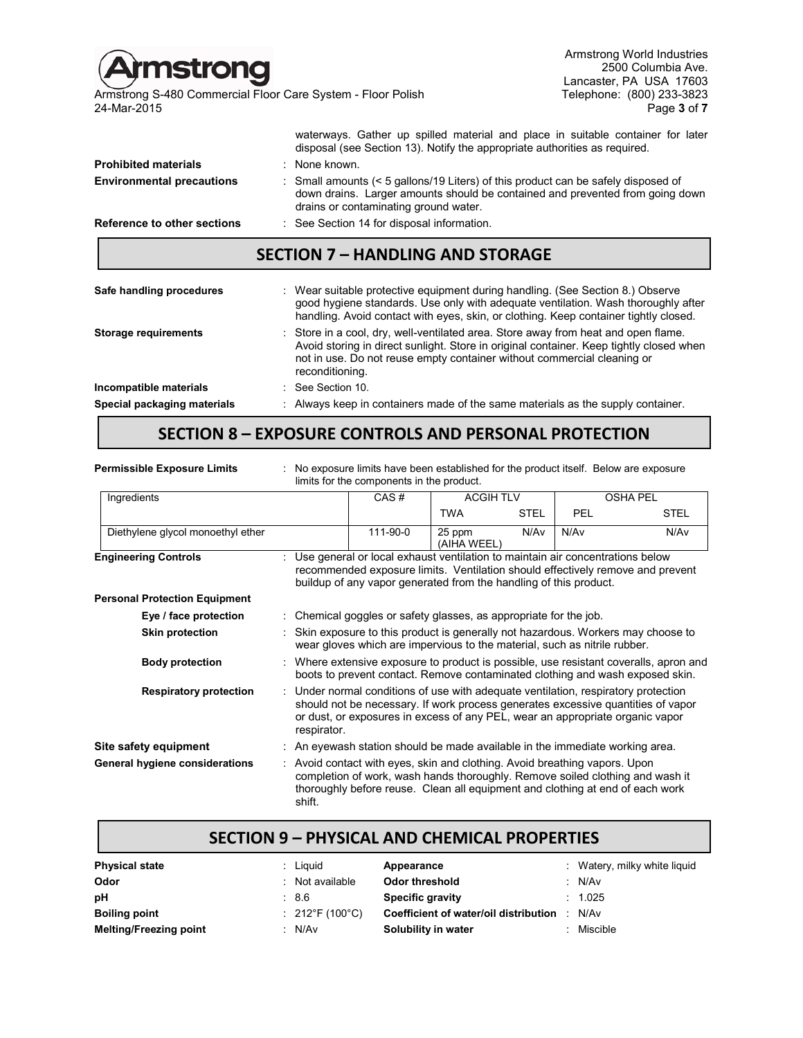waterways. Gather up spilled material and place in suitable container for later disposal (see Section 13). Notify the appropriate authorities as required.

**Prohibited materials** : None known.

**Environmental precautions** : Small amounts (< 5 gallons/19 Liters) of this product can be safely disposed of down drains. Larger amounts should be contained and prevented from going down drains or contaminating ground water.

**Reference to other sections** : See Section 14 for disposal information.

## SECTION 7 – HANDLING AND STORAGE

**Safe handling procedures** : Wear suitable protective equipment during handling. (See Section 8.) Observe good hygiene standards. Use only with adequate ventilation. Wash thoroughly after handling. Avoid contact with eyes, skin, or clothing. Keep container tightly closed.

**Storage requirements** : Store in a cool, dry, well-ventilated area. Store away from heat and open flame. Avoid storing in direct sunlight. Store in original container. Keep tightly closed when not in use. Do not reuse empty container without commercial cleaning or reconditioning.

**Incompatible materials** : See Section 10.

**Special packaging materials** : Always keep in containers made of the same materials as the supply container.

## SECTION 8 – EXPOSURE CONTROLS AND PERSONAL PROTECTION

**Permissible Exposure Limits** : No exposure limits have been established for the product itself. Below are exposure limits for the components in the product.

| Ingredients | CAS # | ACGIH TLV | | OSHA PEL | |
|---|---|---|---|---|---|
| | | TWA | STEL | PEL | STEL |
| Diethylene glycol monoethyl ether | 111-90-0 | 25 ppm (AIHA WEEL) | N/Av | N/Av | N/Av |

**Engineering Controls** : Use general or local exhaust ventilation to maintain air concentrations below recommended exposure limits. Ventilation should effectively remove and prevent buildup of any vapor generated from the handling of this product.

**Personal Protection Equipment**

- **Eye / face protection** : Chemical goggles or safety glasses, as appropriate for the job.
- **Skin protection** : Skin exposure to this product is generally not hazardous. Workers may choose to wear gloves which are impervious to the material, such as nitrile rubber.
- **Body protection** : Where extensive exposure to product is possible, use resistant coveralls, apron and boots to prevent contact. Remove contaminated clothing and wash exposed skin.
- **Respiratory protection** : Under normal conditions of use with adequate ventilation, respiratory protection should not be necessary. If work process generates excessive quantities of vapor or dust, or exposures in excess of any PEL, wear an appropriate organic vapor respirator.

**Site safety equipment** : An eyewash station should be made available in the immediate working area.

**General hygiene considerations** : Avoid contact with eyes, skin and clothing. Avoid breathing vapors. Upon completion of work, wash hands thoroughly. Remove soiled clothing and wash it thoroughly before reuse. Clean all equipment and clothing at end of each work shift.

## SECTION 9 – PHYSICAL AND CHEMICAL PROPERTIES

| | | | |
|---|---|---|---|
| **Physical state** | : Liquid | **Appearance** | : Watery, milky white liquid |
| **Odor** | : Not available | **Odor threshold** | : N/Av |
| **pH** | : 8.6 | **Specific gravity** | : 1.025 |
| **Boiling point** | : 212°F (100°C) | **Coefficient of water/oil distribution** | : N/Av |
| **Melting/Freezing point** | : N/Av | **Solubility in water** | : Miscible |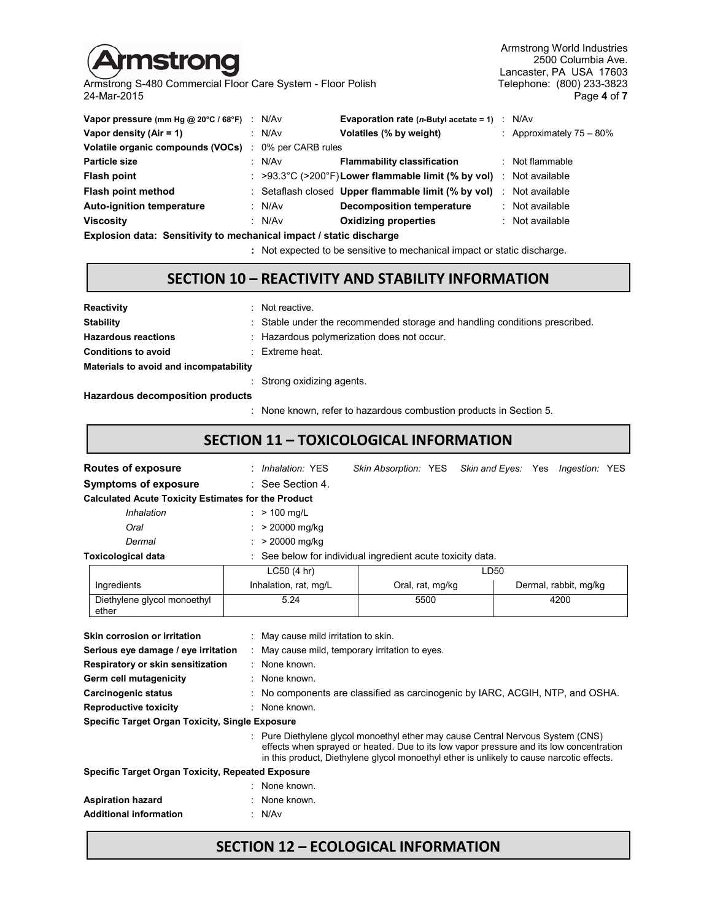| | | | |
|---|---|---|---|
| **Vapor pressure (mm Hg @ 20°C / 68°F)** | : N/Av | **Evaporation rate (*n*-Butyl acetate = 1)** | : N/Av |
| **Vapor density (Air = 1)** | : N/Av | **Volatiles (% by weight)** | : Approximately 75 – 80% |
| **Volatile organic compounds (VOCs)** | : 0% per CARB rules | | |
| **Particle size** | : N/Av | **Flammability classification** | : Not flammable |
| **Flash point** | : >93.3°C (>200°F) | **Lower flammable limit (% by vol)** | : Not available |
| **Flash point method** | : Setaflash closed | **Upper flammable limit (% by vol)** | : Not available |
| **Auto-ignition temperature** | : N/Av | **Decomposition temperature** | : Not available |
| **Viscosity** | : N/Av | **Oxidizing properties** | : Not available |

**Explosion data: Sensitivity to mechanical impact / static discharge**

: Not expected to be sensitive to mechanical impact or static discharge.

## SECTION 10 – REACTIVITY AND STABILITY INFORMATION

**Reactivity** : Not reactive.

**Stability** : Stable under the recommended storage and handling conditions prescribed.

**Hazardous reactions** : Hazardous polymerization does not occur.

**Conditions to avoid** : Extreme heat.

**Materials to avoid and incompatability**

: Strong oxidizing agents.

**Hazardous decomposition products**

: None known, refer to hazardous combustion products in Section 5.

## SECTION 11 – TOXICOLOGICAL INFORMATION

**Routes of exposure** : *Inhalation:* YES *Skin Absorption:* YES *Skin and Eyes:* Yes *Ingestion:* YES

**Symptoms of exposure** : See Section 4.

**Calculated Acute Toxicity Estimates for the Product**

- *Inhalation* : > 100 mg/L
- *Oral* : > 20000 mg/kg
- *Dermal* : > 20000 mg/kg

**Toxicological data** : See below for individual ingredient acute toxicity data.

| | LC50 (4 hr) | LD50 | |
|---|---|---|---|
| Ingredients | Inhalation, rat, mg/L | Oral, rat, mg/kg | Dermal, rabbit, mg/kg |
| Diethylene glycol monoethyl ether | 5.24 | 5500 | 4200 |

**Skin corrosion or irritation** : May cause mild irritation to skin.

**Serious eye damage / eye irritation** : May cause mild, temporary irritation to eyes.

**Respiratory or skin sensitization** : None known.

**Germ cell mutagenicity** : None known.

**Carcinogenic status** : No components are classified as carcinogenic by IARC, ACGIH, NTP, and OSHA.

**Reproductive toxicity** : None known.

**Specific Target Organ Toxicity, Single Exposure**

: Pure Diethylene glycol monoethyl ether may cause Central Nervous System (CNS) effects when sprayed or heated. Due to its low vapor pressure and its low concentration in this product, Diethylene glycol monoethyl ether is unlikely to cause narcotic effects.

**Specific Target Organ Toxicity, Repeated Exposure**

: None known.

**Aspiration hazard** : None known.

**Additional information** : N/Av

## SECTION 12 – ECOLOGICAL INFORMATION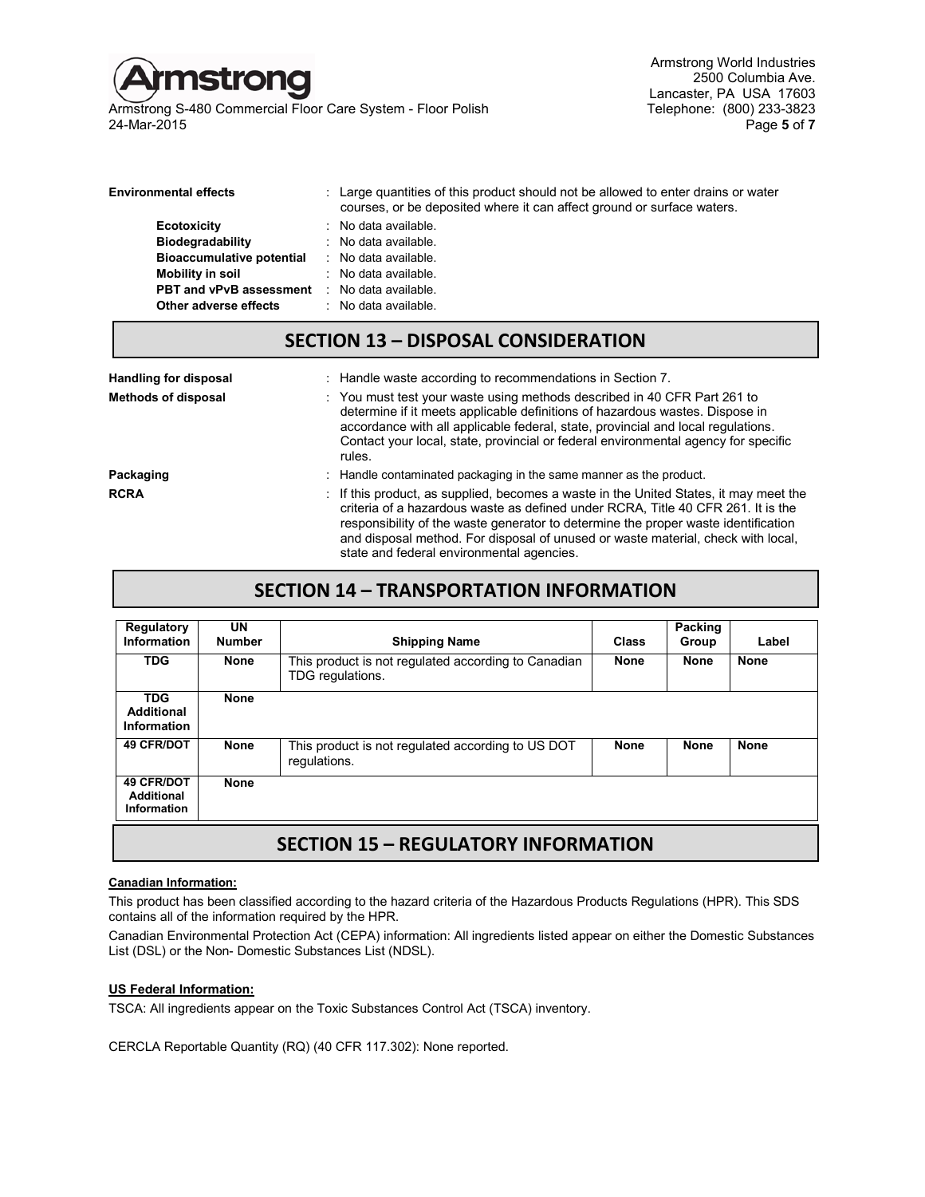**Environmental effects** : Large quantities of this product should not be allowed to enter drains or water courses, or be deposited where it can affect ground or surface waters.

- **Ecotoxicity** : No data available.
- **Biodegradability** : No data available.
- **Bioaccumulative potential** : No data available.
- **Mobility in soil** : No data available.
- **PBT and vPvB assessment** : No data available.
- **Other adverse effects** : No data available.

## SECTION 13 – DISPOSAL CONSIDERATION

**Handling for disposal** : Handle waste according to recommendations in Section 7.

**Methods of disposal** : You must test your waste using methods described in 40 CFR Part 261 to determine if it meets applicable definitions of hazardous wastes. Dispose in accordance with all applicable federal, state, provincial and local regulations. Contact your local, state, provincial or federal environmental agency for specific rules.

**Packaging** : Handle contaminated packaging in the same manner as the product.

**RCRA** : If this product, as supplied, becomes a waste in the United States, it may meet the criteria of a hazardous waste as defined under RCRA, Title 40 CFR 261. It is the responsibility of the waste generator to determine the proper waste identification and disposal method. For disposal of unused or waste material, check with local, state and federal environmental agencies.

## SECTION 14 – TRANSPORTATION INFORMATION

| Regulatory Information | UN Number | Shipping Name | Class | Packing Group | Label |
|---|---|---|---|---|---|
| **TDG** | **None** | This product is not regulated according to Canadian TDG regulations. | **None** | **None** | **None** |
| **TDG Additional Information** | **None** | | | | |
| **49 CFR/DOT** | **None** | This product is not regulated according to US DOT regulations. | **None** | **None** | **None** |
| **49 CFR/DOT Additional Information** | **None** | | | | |

## SECTION 15 – REGULATORY INFORMATION

**Canadian Information:**

This product has been classified according to the hazard criteria of the Hazardous Products Regulations (HPR). This SDS contains all of the information required by the HPR.

Canadian Environmental Protection Act (CEPA) information: All ingredients listed appear on either the Domestic Substances List (DSL) or the Non- Domestic Substances List (NDSL).

**US Federal Information:**

TSCA: All ingredients appear on the Toxic Substances Control Act (TSCA) inventory.

CERCLA Reportable Quantity (RQ) (40 CFR 117.302): None reported.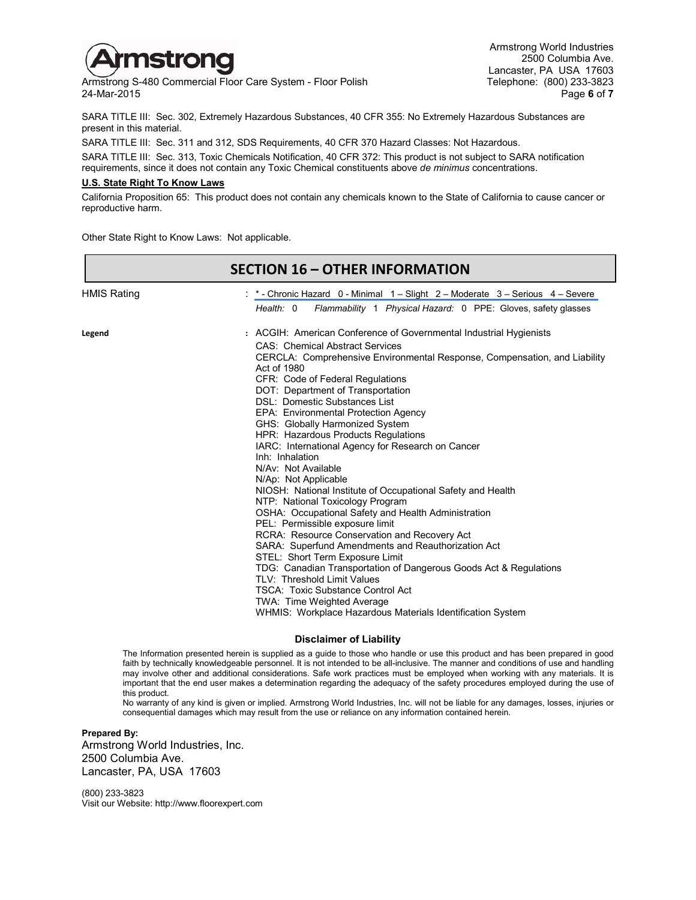SARA TITLE III: Sec. 302, Extremely Hazardous Substances, 40 CFR 355: No Extremely Hazardous Substances are present in this material.

SARA TITLE III: Sec. 311 and 312, SDS Requirements, 40 CFR 370 Hazard Classes: Not Hazardous.

SARA TITLE III: Sec. 313, Toxic Chemicals Notification, 40 CFR 372: This product is not subject to SARA notification requirements, since it does not contain any Toxic Chemical constituents above *de minimus* concentrations.

**U.S. State Right To Know Laws**

California Proposition 65: This product does not contain any chemicals known to the State of California to cause cancer or reproductive harm.

Other State Right to Know Laws: Not applicable.

## SECTION 16 – OTHER INFORMATION

HMIS Rating : * - Chronic Hazard 0 - Minimal 1 – Slight 2 – Moderate 3 – Serious 4 – Severe

*Health:* 0 *Flammability* 1 *Physical Hazard:* 0 PPE: Gloves, safety glasses

**Legend** :

ACGIH: American Conference of Governmental Industrial Hygienists
CAS: Chemical Abstract Services
CERCLA: Comprehensive Environmental Response, Compensation, and Liability Act of 1980
CFR: Code of Federal Regulations
DOT: Department of Transportation
DSL: Domestic Substances List
EPA: Environmental Protection Agency
GHS: Globally Harmonized System
HPR: Hazardous Products Regulations
IARC: International Agency for Research on Cancer
Inh: Inhalation
N/Av: Not Available
N/Ap: Not Applicable
NIOSH: National Institute of Occupational Safety and Health
NTP: National Toxicology Program
OSHA: Occupational Safety and Health Administration
PEL: Permissible exposure limit
RCRA: Resource Conservation and Recovery Act
SARA: Superfund Amendments and Reauthorization Act
STEL: Short Term Exposure Limit
TDG: Canadian Transportation of Dangerous Goods Act & Regulations
TLV: Threshold Limit Values
TSCA: Toxic Substance Control Act
TWA: Time Weighted Average
WHMIS: Workplace Hazardous Materials Identification System

**Disclaimer of Liability**

The Information presented herein is supplied as a guide to those who handle or use this product and has been prepared in good faith by technically knowledgeable personnel. It is not intended to be all-inclusive. The manner and conditions of use and handling may involve other and additional considerations. Safe work practices must be employed when working with any materials. It is important that the end user makes a determination regarding the adequacy of the safety procedures employed during the use of this product.

No warranty of any kind is given or implied. Armstrong World Industries, Inc. will not be liable for any damages, losses, injuries or consequential damages which may result from the use or reliance on any information contained herein.

**Prepared By:**

Armstrong World Industries, Inc.
2500 Columbia Ave.
Lancaster, PA, USA 17603

(800) 233-3823
Visit our Website: http://www.floorexpert.com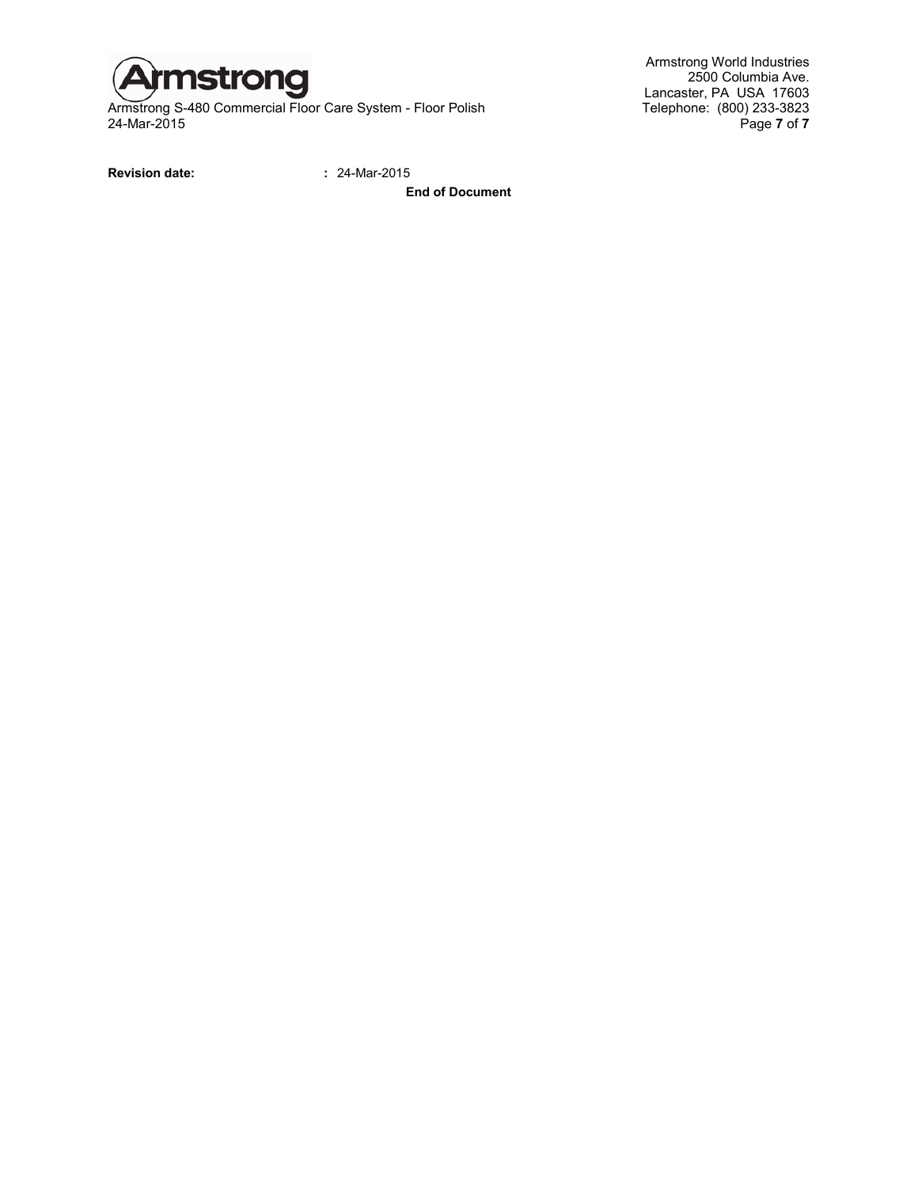**Revision date:** : 24-Mar-2015

**End of Document**